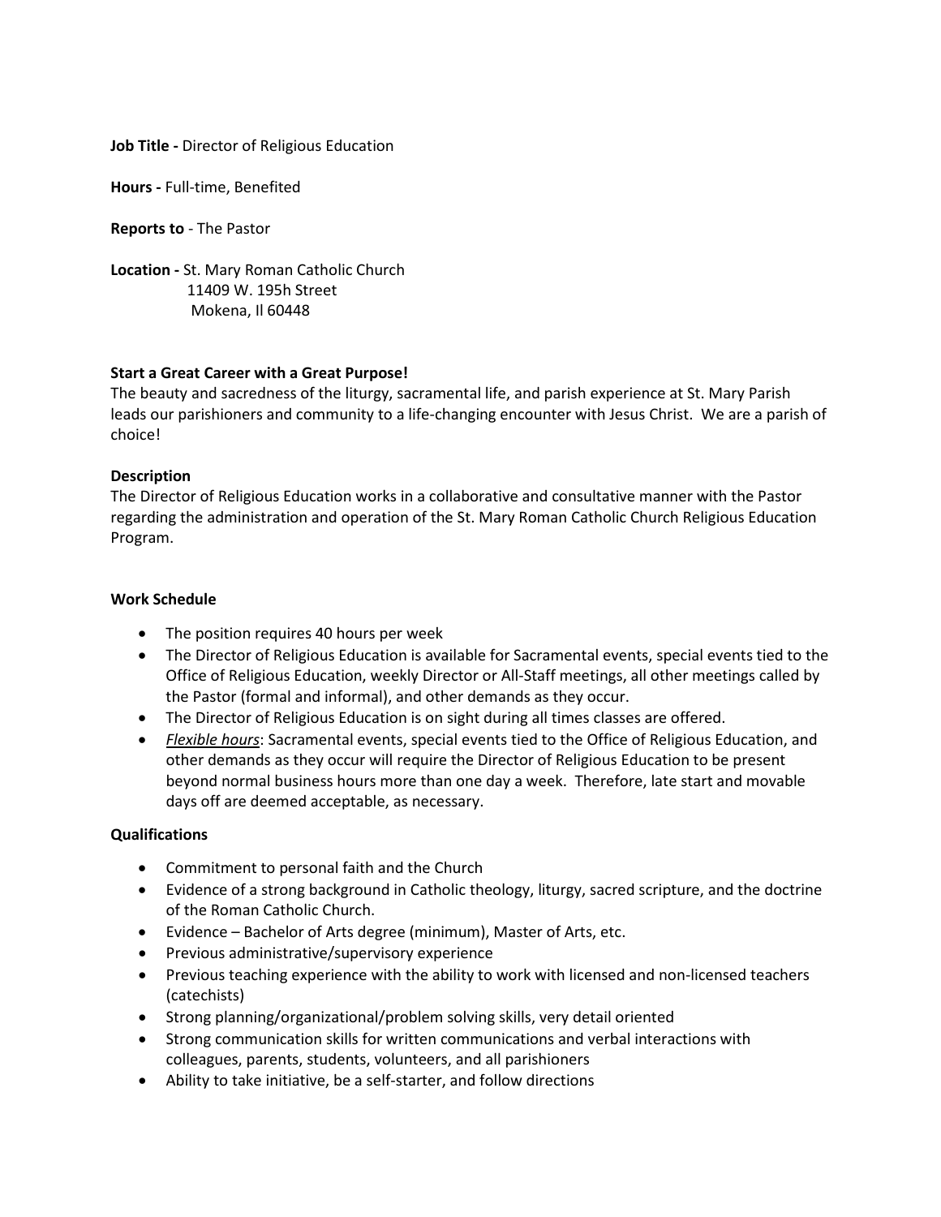**Job Title -** Director of Religious Education

**Hours -** Full-time, Benefited

**Reports to** - The Pastor

**Location -** St. Mary Roman Catholic Church
11409 W. 195h Street
Mokena, Il 60448

**Start a Great Career with a Great Purpose!**

The beauty and sacredness of the liturgy, sacramental life, and parish experience at St. Mary Parish leads our parishioners and community to a life-changing encounter with Jesus Christ. We are a parish of choice!

**Description**

The Director of Religious Education works in a collaborative and consultative manner with the Pastor regarding the administration and operation of the St. Mary Roman Catholic Church Religious Education Program.

**Work Schedule**

- The position requires 40 hours per week
- The Director of Religious Education is available for Sacramental events, special events tied to the Office of Religious Education, weekly Director or All-Staff meetings, all other meetings called by the Pastor (formal and informal), and other demands as they occur.
- The Director of Religious Education is on sight during all times classes are offered.
- *Flexible hours*: Sacramental events, special events tied to the Office of Religious Education, and other demands as they occur will require the Director of Religious Education to be present beyond normal business hours more than one day a week. Therefore, late start and movable days off are deemed acceptable, as necessary.

**Qualifications**

- Commitment to personal faith and the Church
- Evidence of a strong background in Catholic theology, liturgy, sacred scripture, and the doctrine of the Roman Catholic Church.
- Evidence – Bachelor of Arts degree (minimum), Master of Arts, etc.
- Previous administrative/supervisory experience
- Previous teaching experience with the ability to work with licensed and non-licensed teachers (catechists)
- Strong planning/organizational/problem solving skills, very detail oriented
- Strong communication skills for written communications and verbal interactions with colleagues, parents, students, volunteers, and all parishioners
- Ability to take initiative, be a self-starter, and follow directions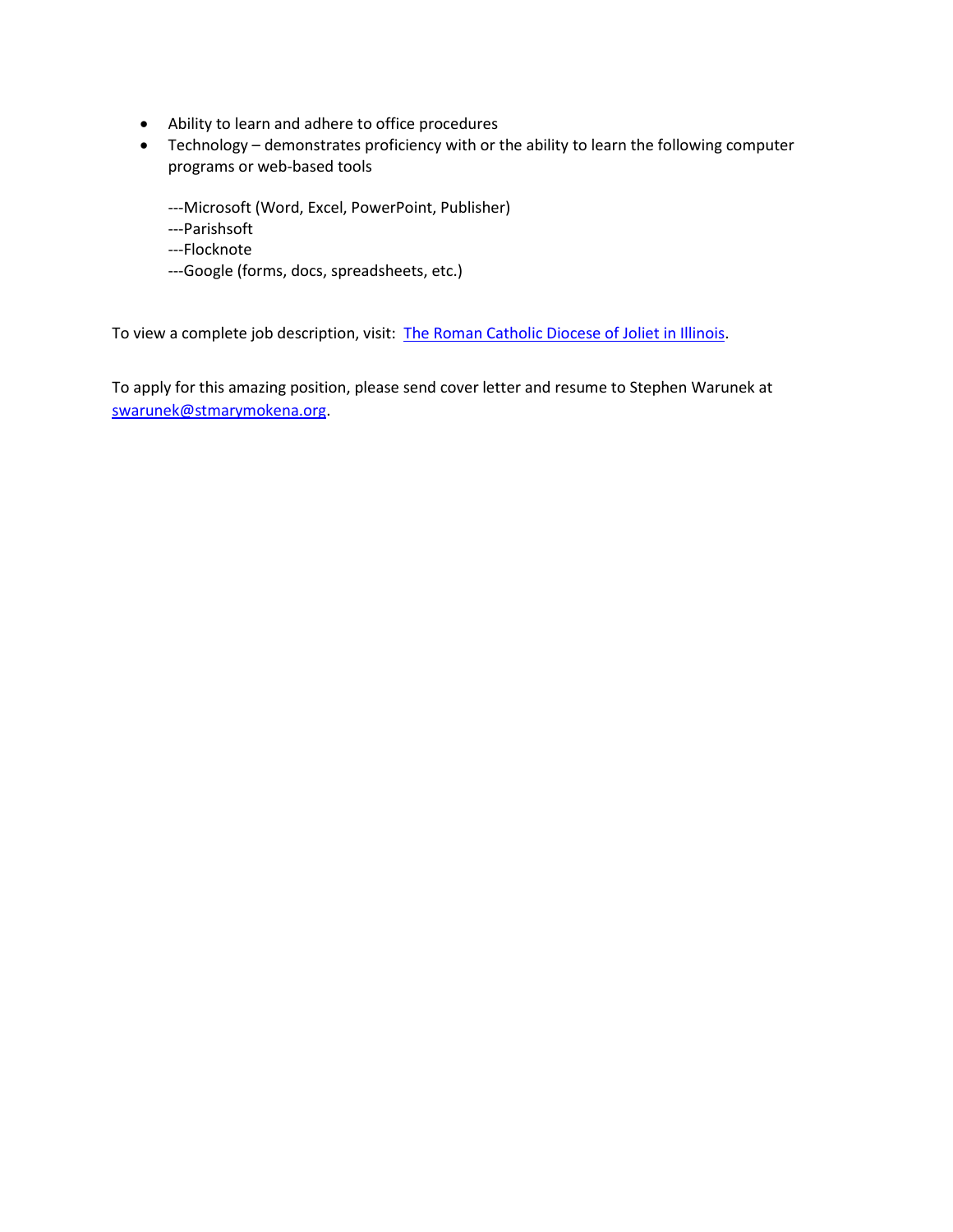- Ability to learn and adhere to office procedures
- Technology – demonstrates proficiency with or the ability to learn the following computer programs or web-based tools

  ---Microsoft (Word, Excel, PowerPoint, Publisher)
  ---Parishsoft
  ---Flocknote
  ---Google (forms, docs, spreadsheets, etc.)

To view a complete job description, visit: The Roman Catholic Diocese of Joliet in Illinois.

To apply for this amazing position, please send cover letter and resume to Stephen Warunek at swarunek@stmarymokena.org.